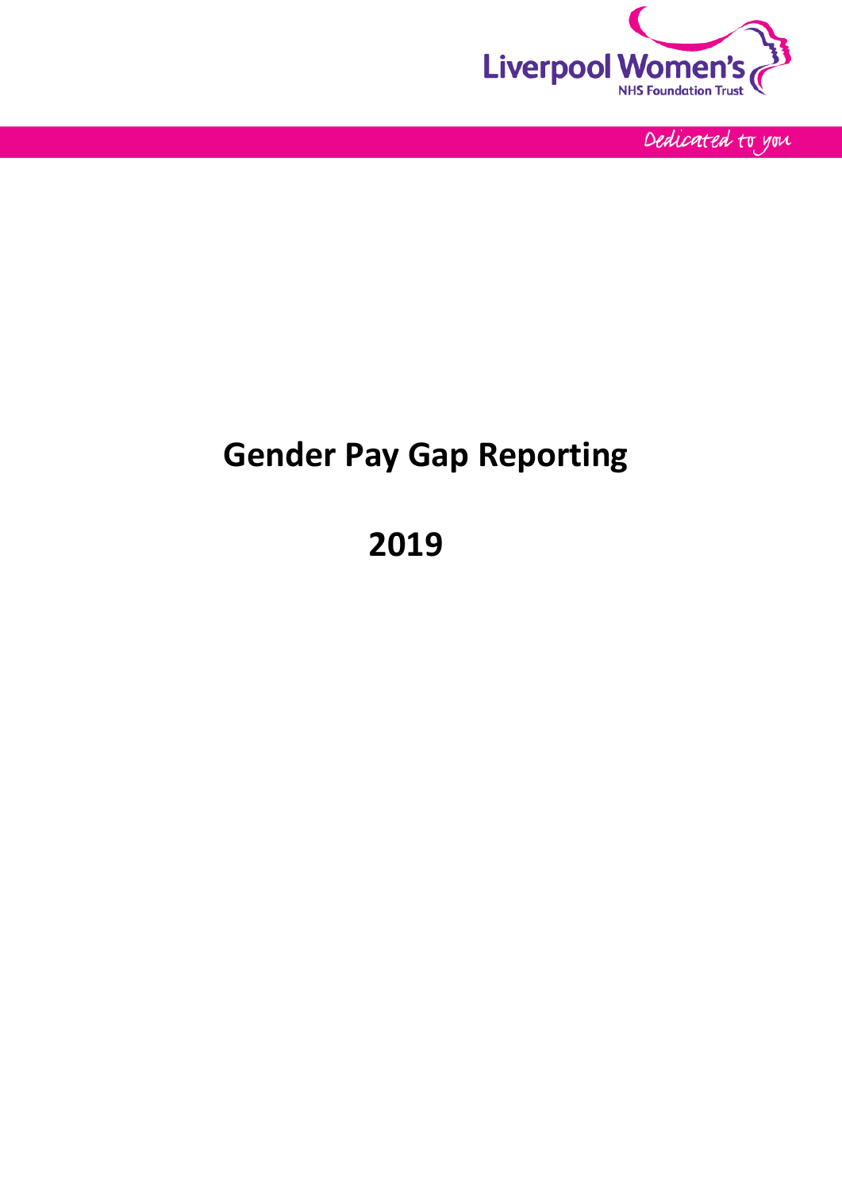Liverpool Women's

NHS Foundation Trust

Dedicated to you

# Gender Pay Gap Reporting

# 2019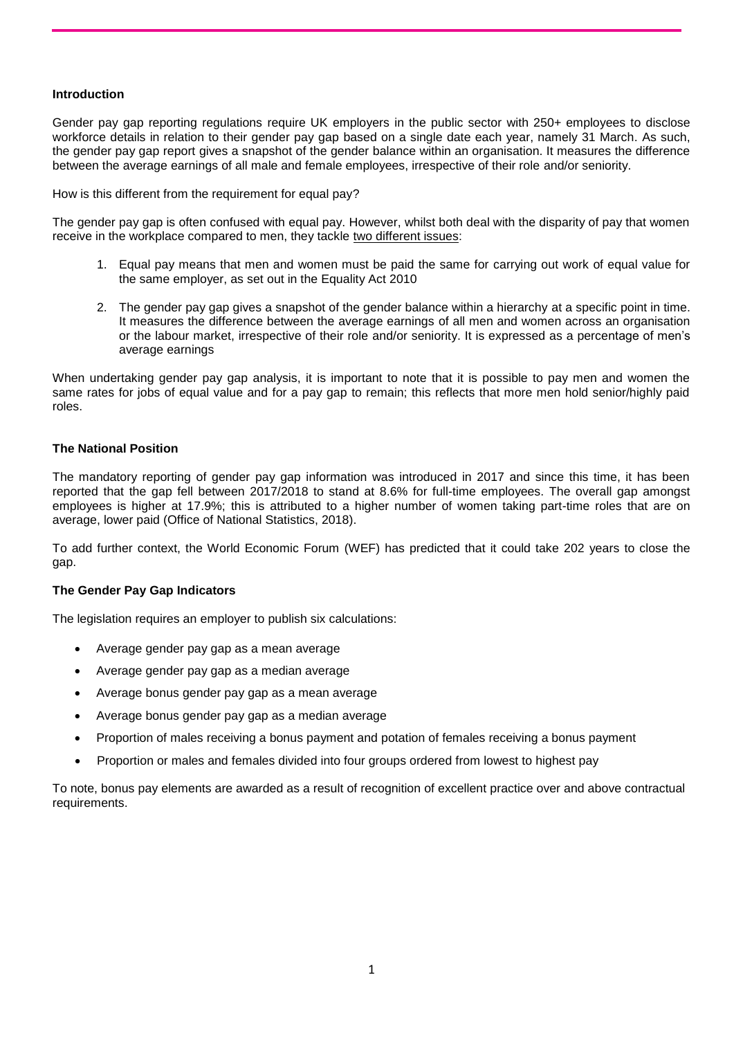**Introduction**

Gender pay gap reporting regulations require UK employers in the public sector with 250+ employees to disclose workforce details in relation to their gender pay gap based on a single date each year, namely 31 March. As such, the gender pay gap report gives a snapshot of the gender balance within an organisation. It measures the difference between the average earnings of all male and female employees, irrespective of their role and/or seniority.

How is this different from the requirement for equal pay?

The gender pay gap is often confused with equal pay. However, whilst both deal with the disparity of pay that women receive in the workplace compared to men, they tackle two different issues:

1. Equal pay means that men and women must be paid the same for carrying out work of equal value for the same employer, as set out in the Equality Act 2010

2. The gender pay gap gives a snapshot of the gender balance within a hierarchy at a specific point in time. It measures the difference between the average earnings of all men and women across an organisation or the labour market, irrespective of their role and/or seniority. It is expressed as a percentage of men's average earnings

When undertaking gender pay gap analysis, it is important to note that it is possible to pay men and women the same rates for jobs of equal value and for a pay gap to remain; this reflects that more men hold senior/highly paid roles.

**The National Position**

The mandatory reporting of gender pay gap information was introduced in 2017 and since this time, it has been reported that the gap fell between 2017/2018 to stand at 8.6% for full-time employees. The overall gap amongst employees is higher at 17.9%; this is attributed to a higher number of women taking part-time roles that are on average, lower paid (Office of National Statistics, 2018).

To add further context, the World Economic Forum (WEF) has predicted that it could take 202 years to close the gap.

**The Gender Pay Gap Indicators**

The legislation requires an employer to publish six calculations:

- Average gender pay gap as a mean average
- Average gender pay gap as a median average
- Average bonus gender pay gap as a mean average
- Average bonus gender pay gap as a median average
- Proportion of males receiving a bonus payment and potation of females receiving a bonus payment
- Proportion or males and females divided into four groups ordered from lowest to highest pay

To note, bonus pay elements are awarded as a result of recognition of excellent practice over and above contractual requirements.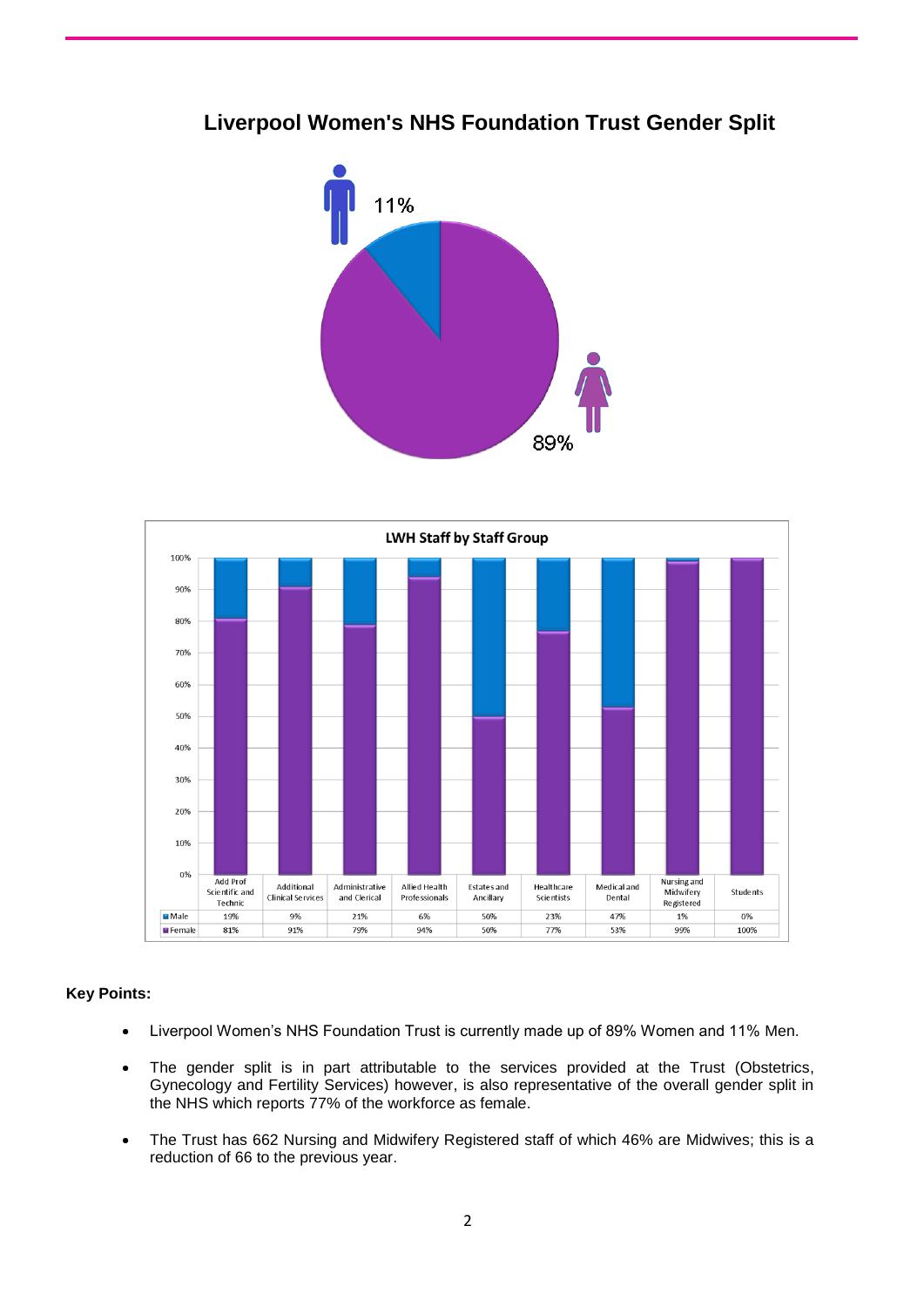# Liverpool Women's NHS Foundation Trust Gender Split

11%

89%

**LWH Staff by Staff Group**

| | Add Prof Scientific and Technic | Additional Clinical Services | Administrative and Clerical | Allied Health Professionals | Estates and Ancillary | Healthcare Scientists | Medical and Dental | Nursing and Midwifery Registered | Students |
|---|---|---|---|---|---|---|---|---|---|
| Male | 19% | 9% | 21% | 6% | 50% | 23% | 47% | 1% | 0% |
| Female | 81% | 91% | 79% | 94% | 50% | 77% | 53% | 99% | 100% |

**Key Points:**

- Liverpool Women's NHS Foundation Trust is currently made up of 89% Women and 11% Men.
- The gender split is in part attributable to the services provided at the Trust (Obstetrics, Gynecology and Fertility Services) however, is also representative of the overall gender split in the NHS which reports 77% of the workforce as female.
- The Trust has 662 Nursing and Midwifery Registered staff of which 46% are Midwives; this is a reduction of 66 to the previous year.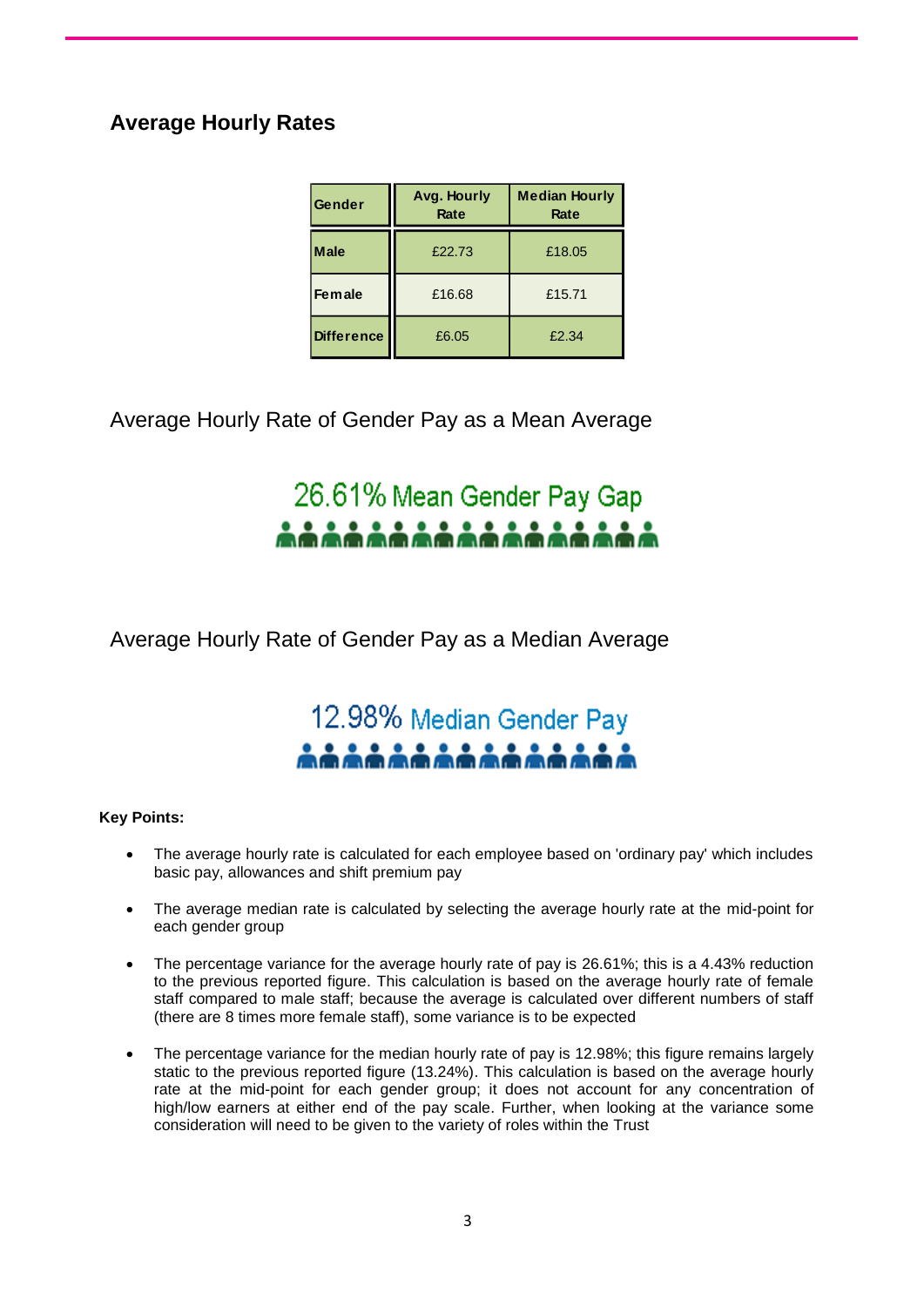## Average Hourly Rates

| Gender | Avg. Hourly Rate | Median Hourly Rate |
|---|---|---|
| Male | £22.73 | £18.05 |
| Female | £16.68 | £15.71 |
| Difference | £6.05 | £2.34 |

Average Hourly Rate of Gender Pay as a Mean Average

26.61% Mean Gender Pay Gap

Average Hourly Rate of Gender Pay as a Median Average

12.98% Median Gender Pay

**Key Points:**

- The average hourly rate is calculated for each employee based on 'ordinary pay' which includes basic pay, allowances and shift premium pay
- The average median rate is calculated by selecting the average hourly rate at the mid-point for each gender group
- The percentage variance for the average hourly rate of pay is 26.61%; this is a 4.43% reduction to the previous reported figure. This calculation is based on the average hourly rate of female staff compared to male staff; because the average is calculated over different numbers of staff (there are 8 times more female staff), some variance is to be expected
- The percentage variance for the median hourly rate of pay is 12.98%; this figure remains largely static to the previous reported figure (13.24%). This calculation is based on the average hourly rate at the mid-point for each gender group; it does not account for any concentration of high/low earners at either end of the pay scale. Further, when looking at the variance some consideration will need to be given to the variety of roles within the Trust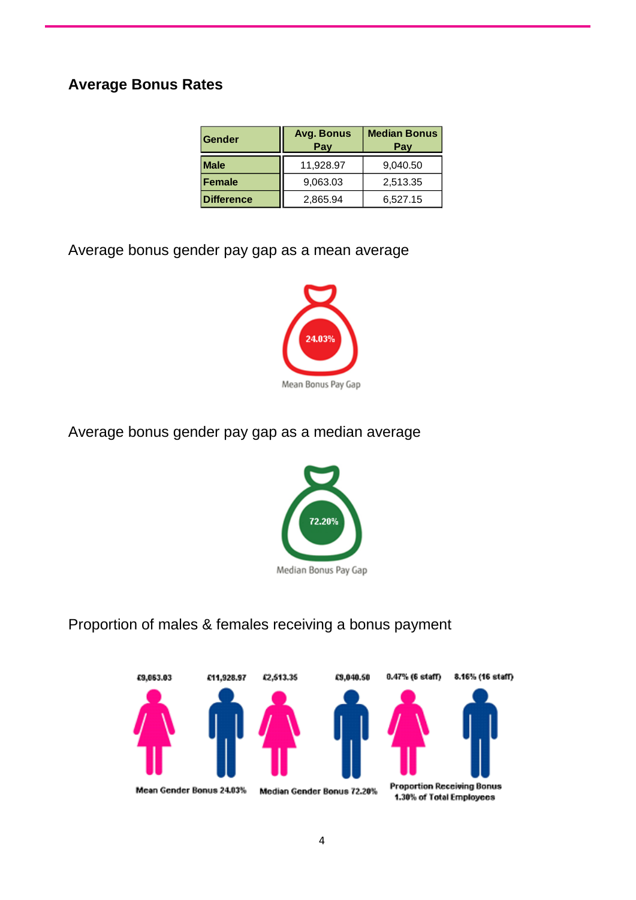## Average Bonus Rates

| Gender | Avg. Bonus Pay | Median Bonus Pay |
|---|---|---|
| Male | 11,928.97 | 9,040.50 |
| Female | 9,063.03 | 2,513.35 |
| Difference | 2,865.94 | 6,527.15 |

Average bonus gender pay gap as a mean average

24.03%

Mean Bonus Pay Gap

Average bonus gender pay gap as a median average

72.20%

Median Bonus Pay Gap

Proportion of males & females receiving a bonus payment

£9,063.03 £11,928.97 £2,513.35 £9,040.50 0.47% (6 staff) 8.16% (16 staff)

Mean Gender Bonus 24.03% Median Gender Bonus 72.20% Proportion Receiving Bonus 1.30% of Total Employees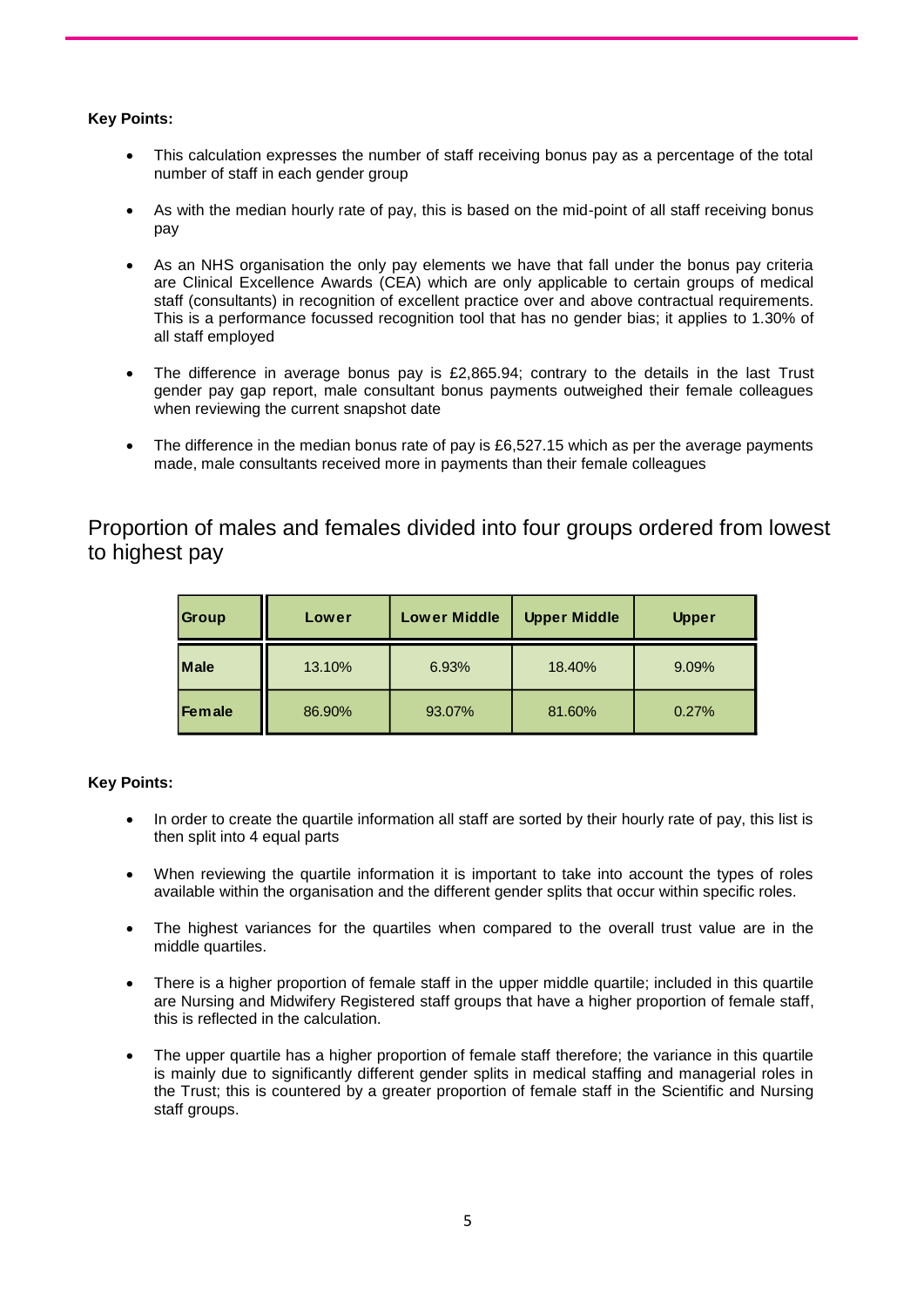**Key Points:**

- This calculation expresses the number of staff receiving bonus pay as a percentage of the total number of staff in each gender group
- As with the median hourly rate of pay, this is based on the mid-point of all staff receiving bonus pay
- As an NHS organisation the only pay elements we have that fall under the bonus pay criteria are Clinical Excellence Awards (CEA) which are only applicable to certain groups of medical staff (consultants) in recognition of excellent practice over and above contractual requirements. This is a performance focussed recognition tool that has no gender bias; it applies to 1.30% of all staff employed
- The difference in average bonus pay is £2,865.94; contrary to the details in the last Trust gender pay gap report, male consultant bonus payments outweighed their female colleagues when reviewing the current snapshot date
- The difference in the median bonus rate of pay is £6,527.15 which as per the average payments made, male consultants received more in payments than their female colleagues

## Proportion of males and females divided into four groups ordered from lowest to highest pay

| Group | Lower | Lower Middle | Upper Middle | Upper |
|---|---|---|---|---|
| Male | 13.10% | 6.93% | 18.40% | 9.09% |
| Female | 86.90% | 93.07% | 81.60% | 0.27% |

**Key Points:**

- In order to create the quartile information all staff are sorted by their hourly rate of pay, this list is then split into 4 equal parts
- When reviewing the quartile information it is important to take into account the types of roles available within the organisation and the different gender splits that occur within specific roles.
- The highest variances for the quartiles when compared to the overall trust value are in the middle quartiles.
- There is a higher proportion of female staff in the upper middle quartile; included in this quartile are Nursing and Midwifery Registered staff groups that have a higher proportion of female staff, this is reflected in the calculation.
- The upper quartile has a higher proportion of female staff therefore; the variance in this quartile is mainly due to significantly different gender splits in medical staffing and managerial roles in the Trust; this is countered by a greater proportion of female staff in the Scientific and Nursing staff groups.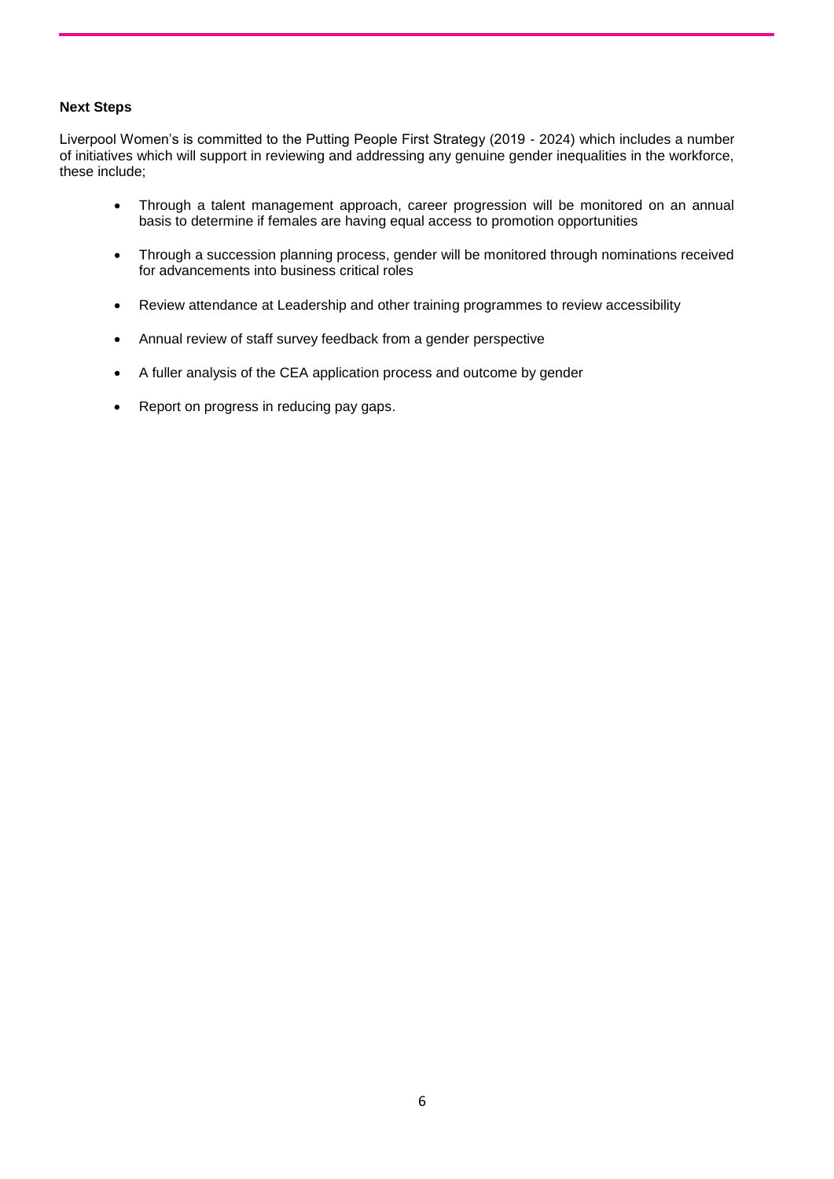**Next Steps**

Liverpool Women's is committed to the Putting People First Strategy (2019 - 2024) which includes a number of initiatives which will support in reviewing and addressing any genuine gender inequalities in the workforce, these include;

- Through a talent management approach, career progression will be monitored on an annual basis to determine if females are having equal access to promotion opportunities
- Through a succession planning process, gender will be monitored through nominations received for advancements into business critical roles
- Review attendance at Leadership and other training programmes to review accessibility
- Annual review of staff survey feedback from a gender perspective
- A fuller analysis of the CEA application process and outcome by gender
- Report on progress in reducing pay gaps.